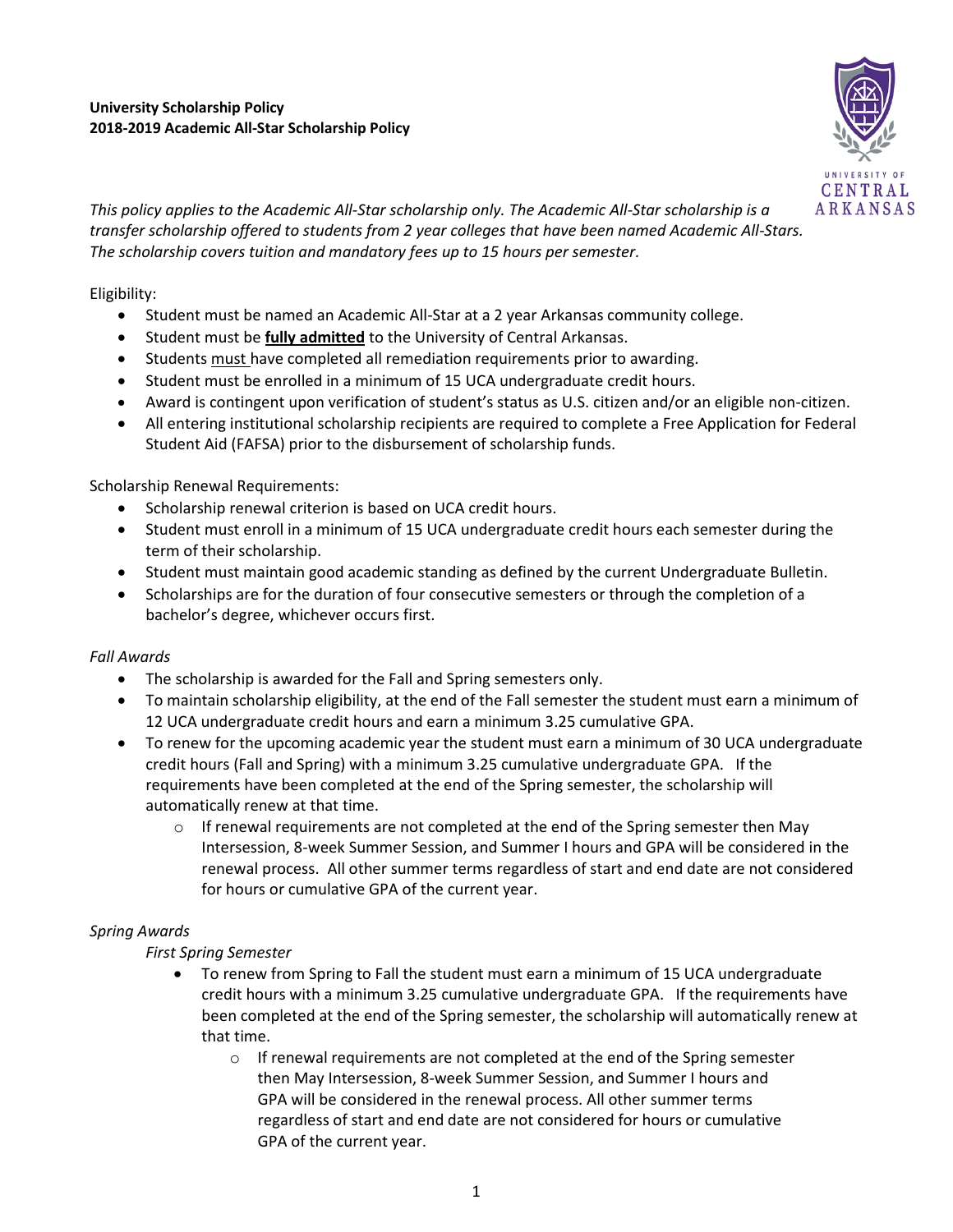**University Scholarship Policy**
**2018-2019 Academic All-Star Scholarship Policy**

*This policy applies to the Academic All-Star scholarship only. The Academic All-Star scholarship is a transfer scholarship offered to students from 2 year colleges that have been named Academic All-Stars. The scholarship covers tuition and mandatory fees up to 15 hours per semester.*

Eligibility:

- Student must be named an Academic All-Star at a 2 year Arkansas community college.
- Student must be **fully admitted** to the University of Central Arkansas.
- Students must have completed all remediation requirements prior to awarding.
- Student must be enrolled in a minimum of 15 UCA undergraduate credit hours.
- Award is contingent upon verification of student's status as U.S. citizen and/or an eligible non-citizen.
- All entering institutional scholarship recipients are required to complete a Free Application for Federal Student Aid (FAFSA) prior to the disbursement of scholarship funds.

Scholarship Renewal Requirements:

- Scholarship renewal criterion is based on UCA credit hours.
- Student must enroll in a minimum of 15 UCA undergraduate credit hours each semester during the term of their scholarship.
- Student must maintain good academic standing as defined by the current Undergraduate Bulletin.
- Scholarships are for the duration of four consecutive semesters or through the completion of a bachelor's degree, whichever occurs first.

*Fall Awards*

- The scholarship is awarded for the Fall and Spring semesters only.
- To maintain scholarship eligibility, at the end of the Fall semester the student must earn a minimum of 12 UCA undergraduate credit hours and earn a minimum 3.25 cumulative GPA.
- To renew for the upcoming academic year the student must earn a minimum of 30 UCA undergraduate credit hours (Fall and Spring) with a minimum 3.25 cumulative undergraduate GPA. If the requirements have been completed at the end of the Spring semester, the scholarship will automatically renew at that time.
    - If renewal requirements are not completed at the end of the Spring semester then May Intersession, 8-week Summer Session, and Summer I hours and GPA will be considered in the renewal process. All other summer terms regardless of start and end date are not considered for hours or cumulative GPA of the current year.

*Spring Awards*

*First Spring Semester*

- To renew from Spring to Fall the student must earn a minimum of 15 UCA undergraduate credit hours with a minimum 3.25 cumulative undergraduate GPA. If the requirements have been completed at the end of the Spring semester, the scholarship will automatically renew at that time.
    - If renewal requirements are not completed at the end of the Spring semester then May Intersession, 8-week Summer Session, and Summer I hours and GPA will be considered in the renewal process. All other summer terms regardless of start and end date are not considered for hours or cumulative GPA of the current year.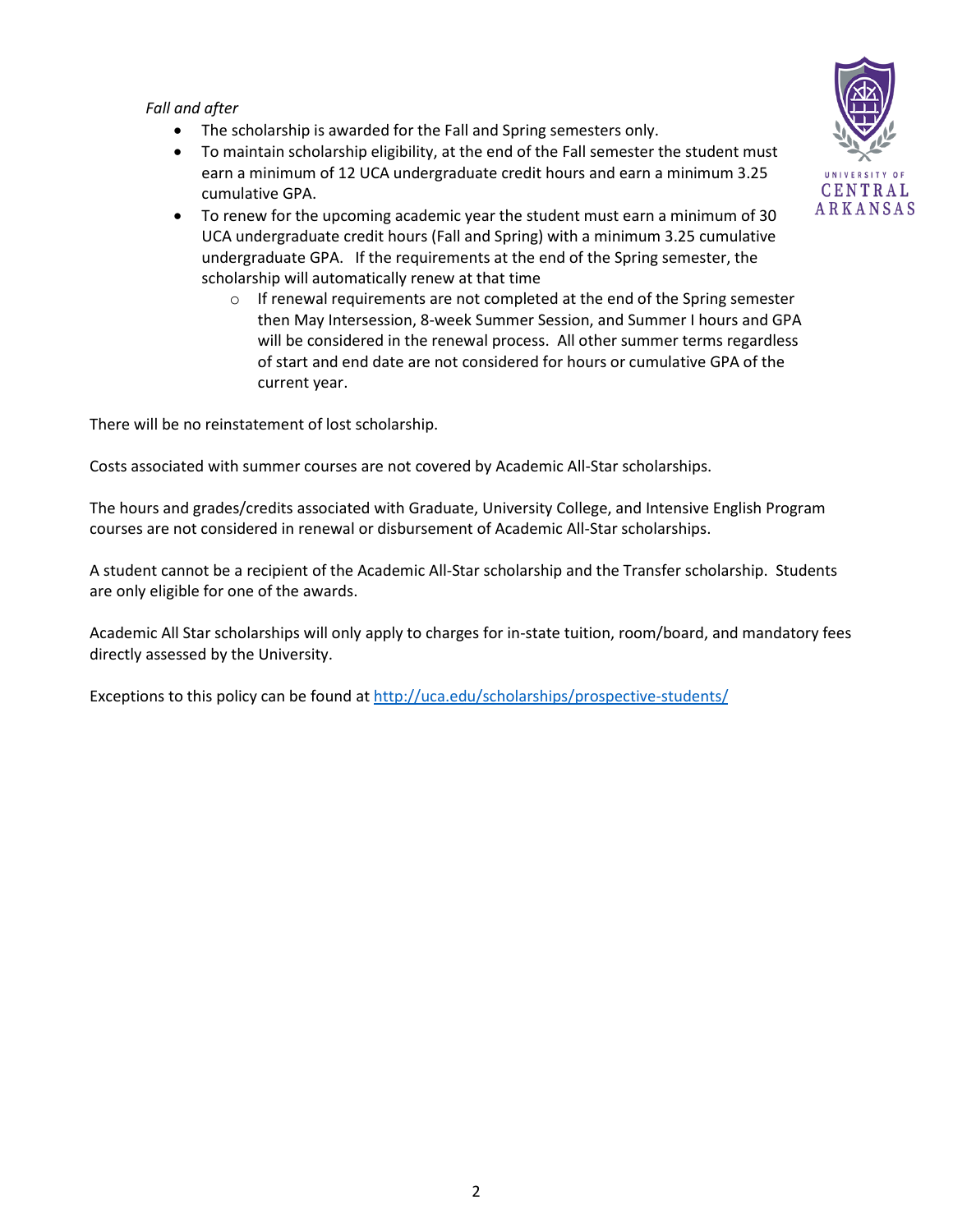*Fall and after*

- The scholarship is awarded for the Fall and Spring semesters only.
- To maintain scholarship eligibility, at the end of the Fall semester the student must earn a minimum of 12 UCA undergraduate credit hours and earn a minimum 3.25 cumulative GPA.
- To renew for the upcoming academic year the student must earn a minimum of 30 UCA undergraduate credit hours (Fall and Spring) with a minimum 3.25 cumulative undergraduate GPA. If the requirements at the end of the Spring semester, the scholarship will automatically renew at that time
  - If renewal requirements are not completed at the end of the Spring semester then May Intersession, 8-week Summer Session, and Summer I hours and GPA will be considered in the renewal process. All other summer terms regardless of start and end date are not considered for hours or cumulative GPA of the current year.

There will be no reinstatement of lost scholarship.

Costs associated with summer courses are not covered by Academic All-Star scholarships.

The hours and grades/credits associated with Graduate, University College, and Intensive English Program courses are not considered in renewal or disbursement of Academic All-Star scholarships.

A student cannot be a recipient of the Academic All-Star scholarship and the Transfer scholarship. Students are only eligible for one of the awards.

Academic All Star scholarships will only apply to charges for in-state tuition, room/board, and mandatory fees directly assessed by the University.

Exceptions to this policy can be found at http://uca.edu/scholarships/prospective-students/